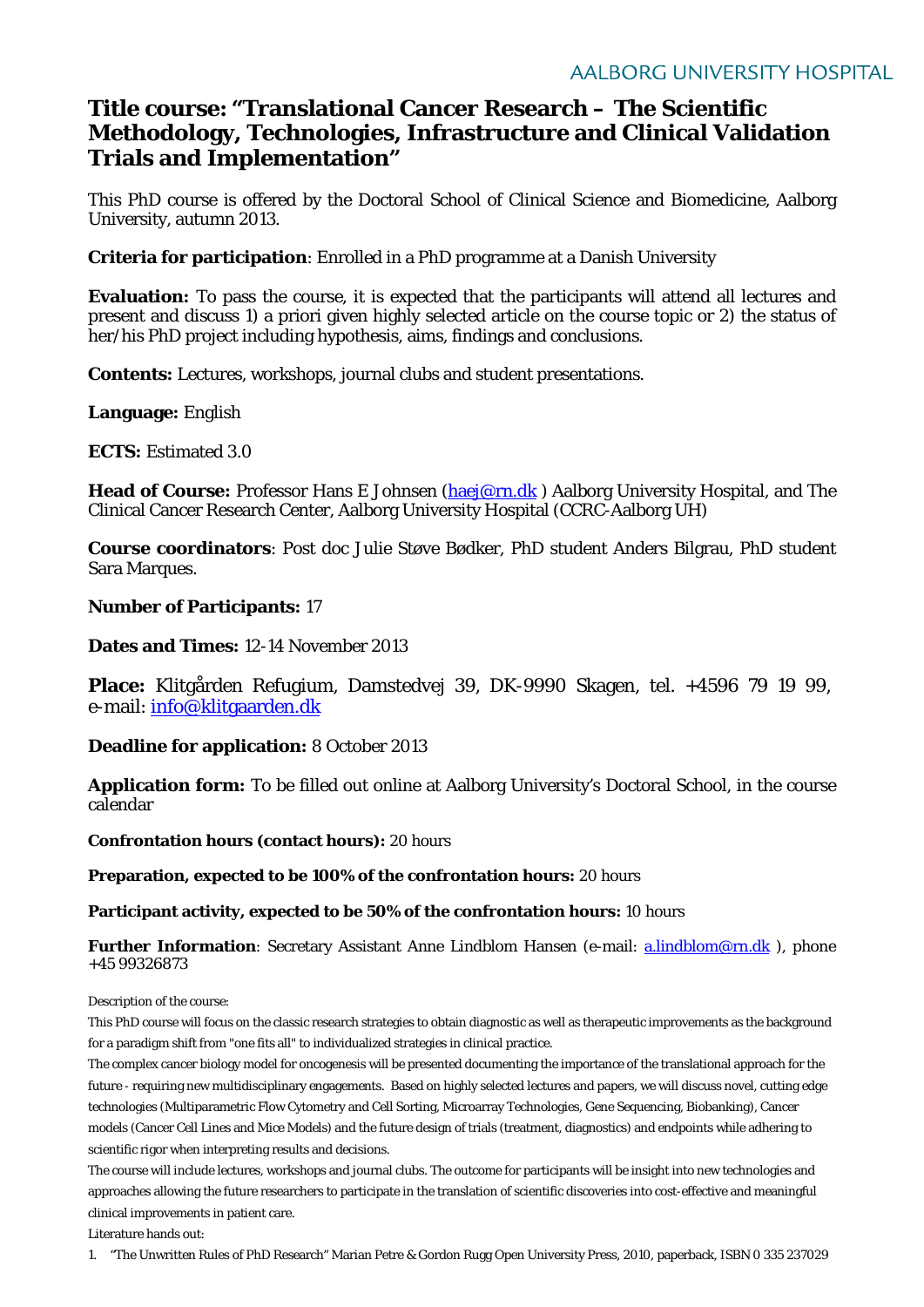AALBORG UNIVERSITY HOSPITAL

# Title course: "Translational Cancer Research – The Scientific Methodology, Technologies, Infrastructure and Clinical Validation Trials and Implementation"

This PhD course is offered by the Doctoral School of Clinical Science and Biomedicine, Aalborg University, autumn 2013.

**Criteria for participation**: Enrolled in a PhD programme at a Danish University

**Evaluation:** To pass the course, it is expected that the participants will attend all lectures and present and discuss 1) a priori given highly selected article on the course topic or 2) the status of her/his PhD project including hypothesis, aims, findings and conclusions.

**Contents:** Lectures, workshops, journal clubs and student presentations.

**Language:** English

**ECTS:** Estimated 3.0

**Head of Course:** Professor Hans E Johnsen (haej@rn.dk ) Aalborg University Hospital, and The Clinical Cancer Research Center, Aalborg University Hospital (CCRC-Aalborg UH)

**Course coordinators**: Post doc Julie Støve Bødker, PhD student Anders Bilgrau, PhD student Sara Marques.

**Number of Participants:** 17

**Dates and Times:** 12-14 November 2013

**Place:** Klitgården Refugium, Damstedvej 39, DK-9990 Skagen, tel. +4596 79 19 99, e-mail: info@klitgaarden.dk

**Deadline for application:** 8 October 2013

**Application form:** To be filled out online at Aalborg University's Doctoral School, in the course calendar

**Confrontation hours (contact hours):** 20 hours

**Preparation, expected to be 100% of the confrontation hours:** 20 hours

**Participant activity, expected to be 50% of the confrontation hours:** 10 hours

**Further Information**: Secretary Assistant Anne Lindblom Hansen (e-mail: a.lindblom@rn.dk ), phone +45 99326873

Description of the course:

This PhD course will focus on the classic research strategies to obtain diagnostic as well as therapeutic improvements as the background for a paradigm shift from "one fits all" to individualized strategies in clinical practice.

The complex cancer biology model for oncogenesis will be presented documenting the importance of the translational approach for the future - requiring new multidisciplinary engagements. Based on highly selected lectures and papers, we will discuss novel, cutting edge technologies (Multiparametric Flow Cytometry and Cell Sorting, Microarray Technologies, Gene Sequencing, Biobanking), Cancer models (Cancer Cell Lines and Mice Models) and the future design of trials (treatment, diagnostics) and endpoints while adhering to scientific rigor when interpreting results and decisions.

The course will include lectures, workshops and journal clubs. The outcome for participants will be insight into new technologies and approaches allowing the future researchers to participate in the translation of scientific discoveries into cost-effective and meaningful clinical improvements in patient care.

Literature hands out:

1. "The Unwritten Rules of PhD Research" Marian Petre & Gordon Rugg Open University Press, 2010, paperback, ISBN 0 335 237029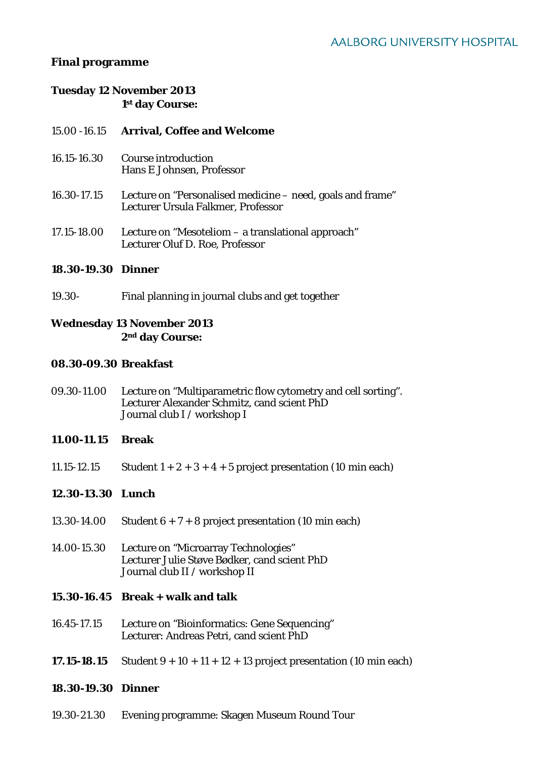**Final programme**

**Tuesday 12 November 2013**
**1st day Course:**

15.00 -16.15 **Arrival, Coffee and Welcome**

16.15-16.30 Course introduction
Hans E Johnsen, Professor

16.30-17.15 Lecture on “Personalised medicine – need, goals and frame”
Lecturer Ursula Falkmer, Professor

17.15-18.00 Lecture on “Mesoteliom – a translational approach”
Lecturer Oluf D. Roe, Professor

**18.30-19.30 Dinner**

19.30- Final planning in journal clubs and get together

**Wednesday 13 November 2013**
**2nd day Course:**

**08.30-09.30 Breakfast**

09.30-11.00 Lecture on “Multiparametric flow cytometry and cell sorting”.
Lecturer Alexander Schmitz, cand scient PhD
Journal club I / workshop I

**11.00-11.15 Break**

11.15-12.15 Student 1 + 2 + 3 + 4 + 5 project presentation (10 min each)

**12.30-13.30 Lunch**

13.30-14.00 Student 6 + 7 + 8 project presentation (10 min each)

14.00-15.30 Lecture on “Microarray Technologies”
Lecturer Julie Støve Bødker, cand scient PhD
Journal club II / workshop II

**15.30-16.45 Break + walk and talk**

16.45-17.15 Lecture on “Bioinformatics: Gene Sequencing”
Lecturer: Andreas Petri, cand scient PhD

**17.15-18.15** Student 9 + 10 + 11 + 12 + 13 project presentation (10 min each)

**18.30-19.30 Dinner**

19.30-21.30 Evening programme: Skagen Museum Round Tour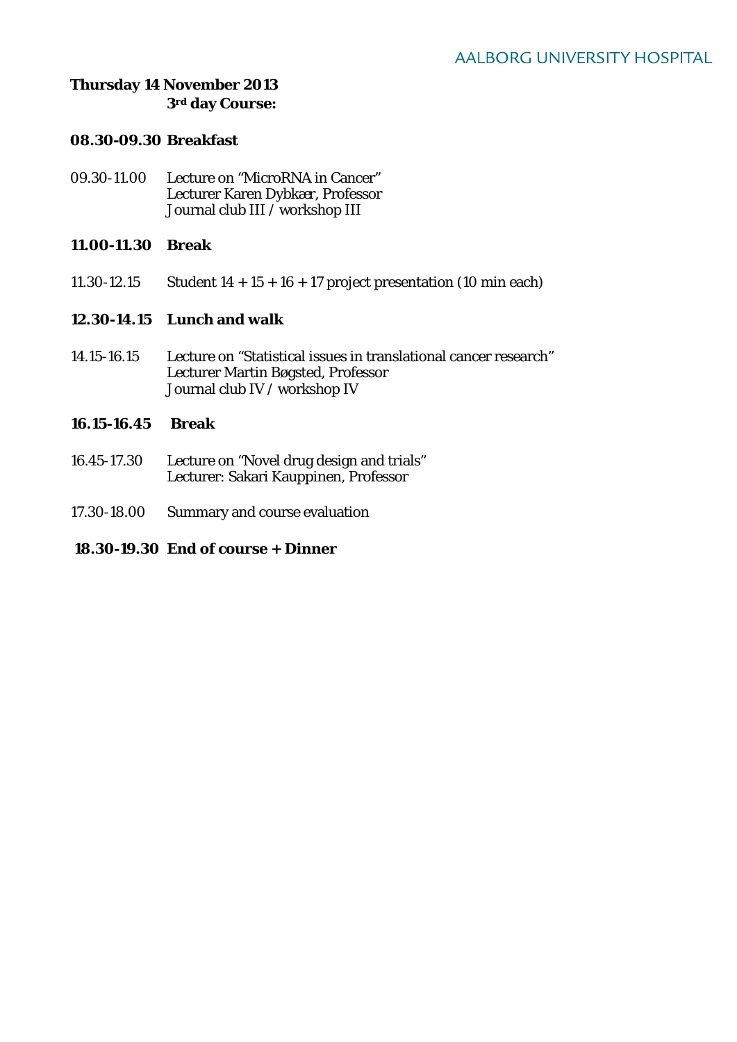**Thursday 14 November 2013**
**3rd day Course:**

**08.30-09.30 Breakfast**

09.30-11.00 Lecture on "MicroRNA in Cancer"
Lecturer Karen Dybkær, Professor
Journal club III / workshop III

**11.00-11.30 Break**

11.30-12.15 Student 14 + 15 + 16 + 17 project presentation (10 min each)

**12.30-14.15 Lunch and walk**

14.15-16.15 Lecture on "Statistical issues in translational cancer research"
Lecturer Martin Bøgsted, Professor
Journal club IV / workshop IV

**16.15-16.45 Break**

16.45-17.30 Lecture on "Novel drug design and trials"
Lecturer: Sakari Kauppinen, Professor

17.30-18.00 Summary and course evaluation

**18.30-19.30 End of course + Dinner**